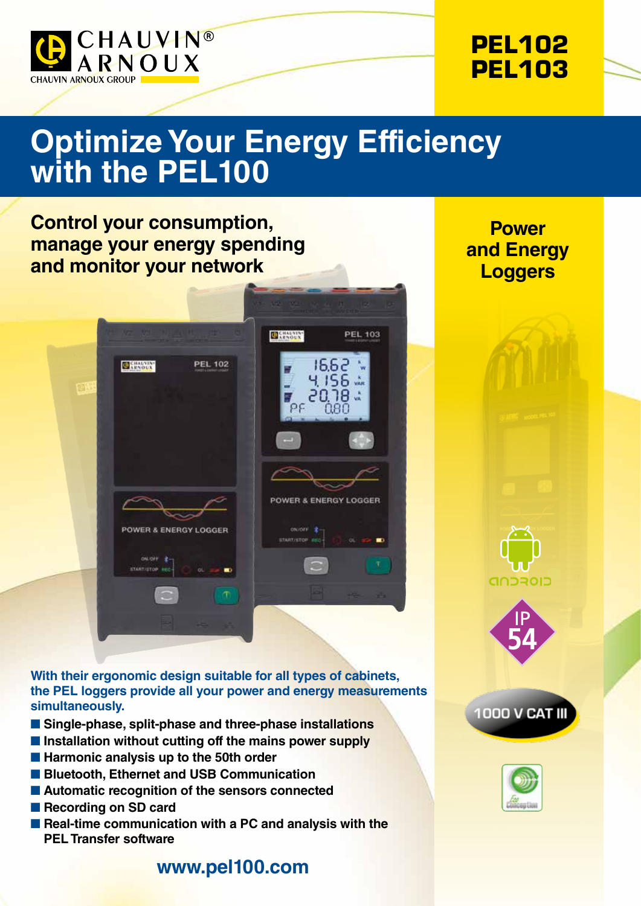CHAUVIN® ARNOUX
CHAUVIN ARNOUX GROUP

**PEL102**
**PEL103**

# Optimize Your Energy Efficiency with the PEL100

## Control your consumption, manage your energy spending and monitor your network

**Power and Energy Loggers**

IP 54

1000 V CAT III

**With their ergonomic design suitable for all types of cabinets, the PEL loggers provide all your power and energy measurements simultaneously.**

- Single-phase, split-phase and three-phase installations
- Installation without cutting off the mains power supply
- Harmonic analysis up to the 50th order
- Bluetooth, Ethernet and USB Communication
- Automatic recognition of the sensors connected
- Recording on SD card
- Real-time communication with a PC and analysis with the PEL Transfer software

**www.pel100.com**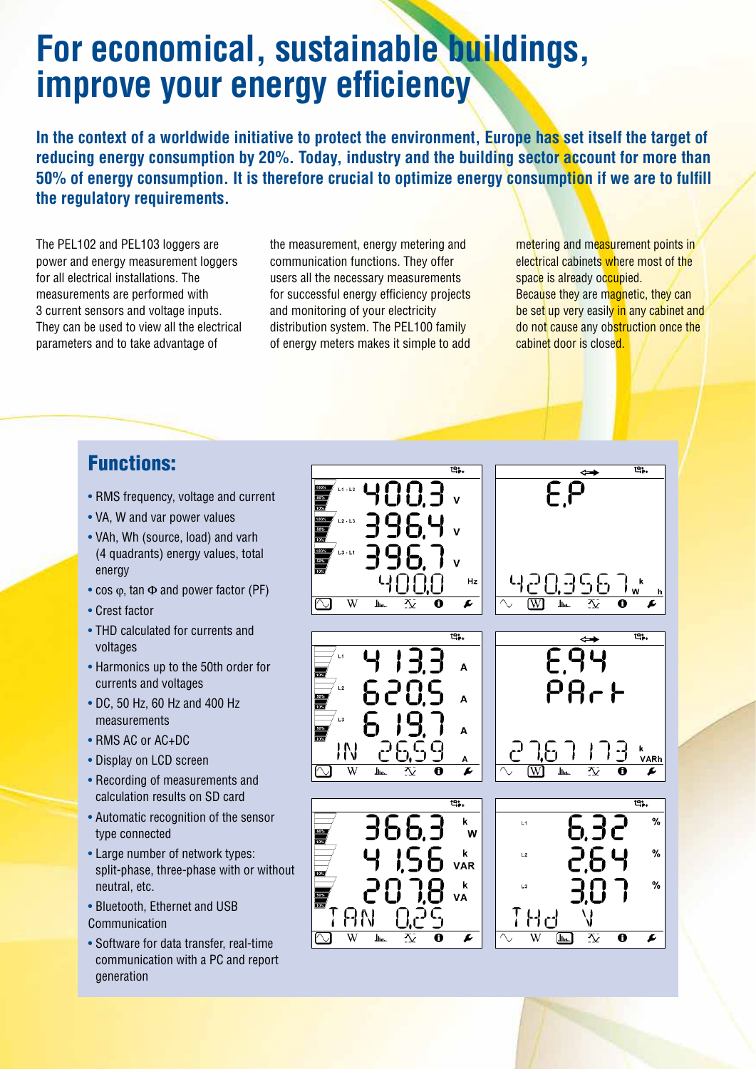# For economical, sustainable buildings, improve your energy efficiency

**In the context of a worldwide initiative to protect the environment, Europe has set itself the target of reducing energy consumption by 20%. Today, industry and the building sector account for more than 50% of energy consumption. It is therefore crucial to optimize energy consumption if we are to fulfill the regulatory requirements.**

The PEL102 and PEL103 loggers are power and energy measurement loggers for all electrical installations. The measurements are performed with 3 current sensors and voltage inputs. They can be used to view all the electrical parameters and to take advantage of the measurement, energy metering and communication functions. They offer users all the necessary measurements for successful energy efficiency projects and monitoring of your electricity distribution system. The PEL100 family of energy meters makes it simple to add metering and measurement points in electrical cabinets where most of the space is already occupied. Because they are magnetic, they can be set up very easily in any cabinet and do not cause any obstruction once the cabinet door is closed.

## Functions:

- RMS frequency, voltage and current
- VA, W and var power values
- VAh, Wh (source, load) and varh (4 quadrants) energy values, total energy
- cos φ, tan Φ and power factor (PF)
- Crest factor
- THD calculated for currents and voltages
- Harmonics up to the 50th order for currents and voltages
- DC, 50 Hz, 60 Hz and 400 Hz measurements
- RMS AC or AC+DC
- Display on LCD screen
- Recording of measurements and calculation results on SD card
- Automatic recognition of the sensor type connected
- Large number of network types: split-phase, three-phase with or without neutral, etc.
- Bluetooth, Ethernet and USB Communication
- Software for data transfer, real-time communication with a PC and report generation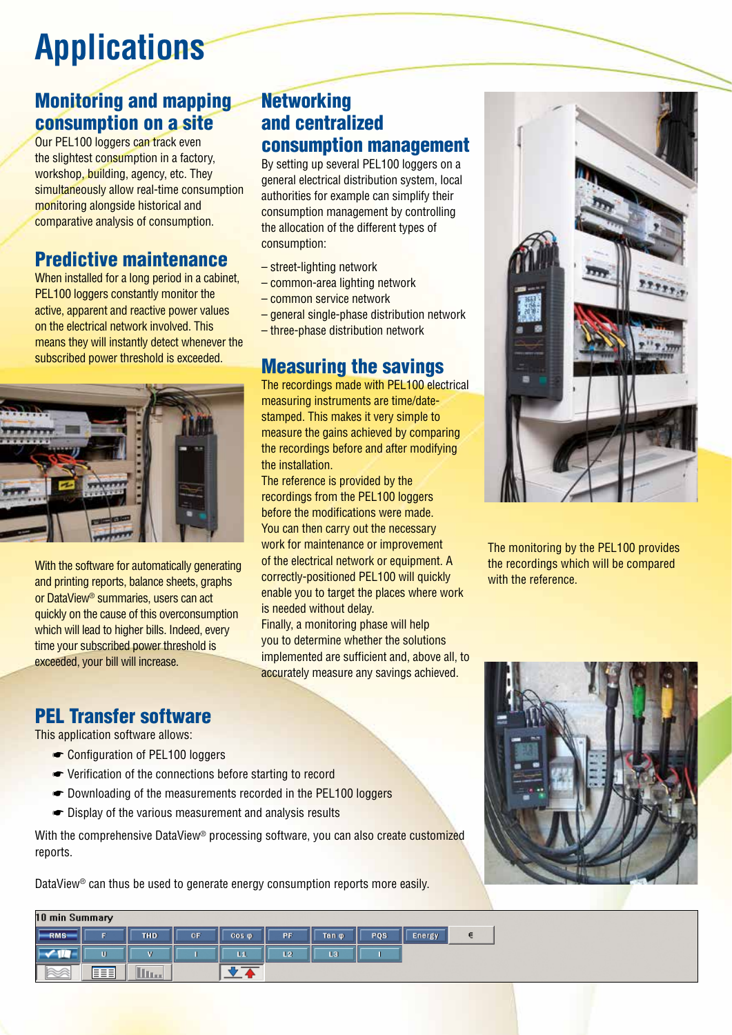# Applications

## Monitoring and mapping consumption on a site

Our PEL100 loggers can track even the slightest consumption in a factory, workshop, building, agency, etc. They simultaneously allow real-time consumption monitoring alongside historical and comparative analysis of consumption.

## Predictive maintenance

When installed for a long period in a cabinet, PEL100 loggers constantly monitor the active, apparent and reactive power values on the electrical network involved. This means they will instantly detect whenever the subscribed power threshold is exceeded.

With the software for automatically generating and printing reports, balance sheets, graphs or DataView® summaries, users can act quickly on the cause of this overconsumption which will lead to higher bills. Indeed, every time your subscribed power threshold is exceeded, your bill will increase.

## Networking and centralized consumption management

By setting up several PEL100 loggers on a general electrical distribution system, local authorities for example can simplify their consumption management by controlling the allocation of the different types of consumption:

- street-lighting network
- common-area lighting network
- common service network
- general single-phase distribution network
- three-phase distribution network

## Measuring the savings

The recordings made with PEL100 electrical measuring instruments are time/date-stamped. This makes it very simple to measure the gains achieved by comparing the recordings before and after modifying the installation.

The reference is provided by the recordings from the PEL100 loggers before the modifications were made. You can then carry out the necessary work for maintenance or improvement of the electrical network or equipment. A correctly-positioned PEL100 will quickly enable you to target the places where work is needed without delay.

Finally, a monitoring phase will help you to determine whether the solutions implemented are sufficient and, above all, to accurately measure any savings achieved.

The monitoring by the PEL100 provides the recordings which will be compared with the reference.

## PEL Transfer software

This application software allows:

- Configuration of PEL100 loggers
- Verification of the connections before starting to record
- Downloading of the measurements recorded in the PEL100 loggers
- Display of the various measurement and analysis results

With the comprehensive DataView® processing software, you can also create customized reports.

DataView® can thus be used to generate energy consumption reports more easily.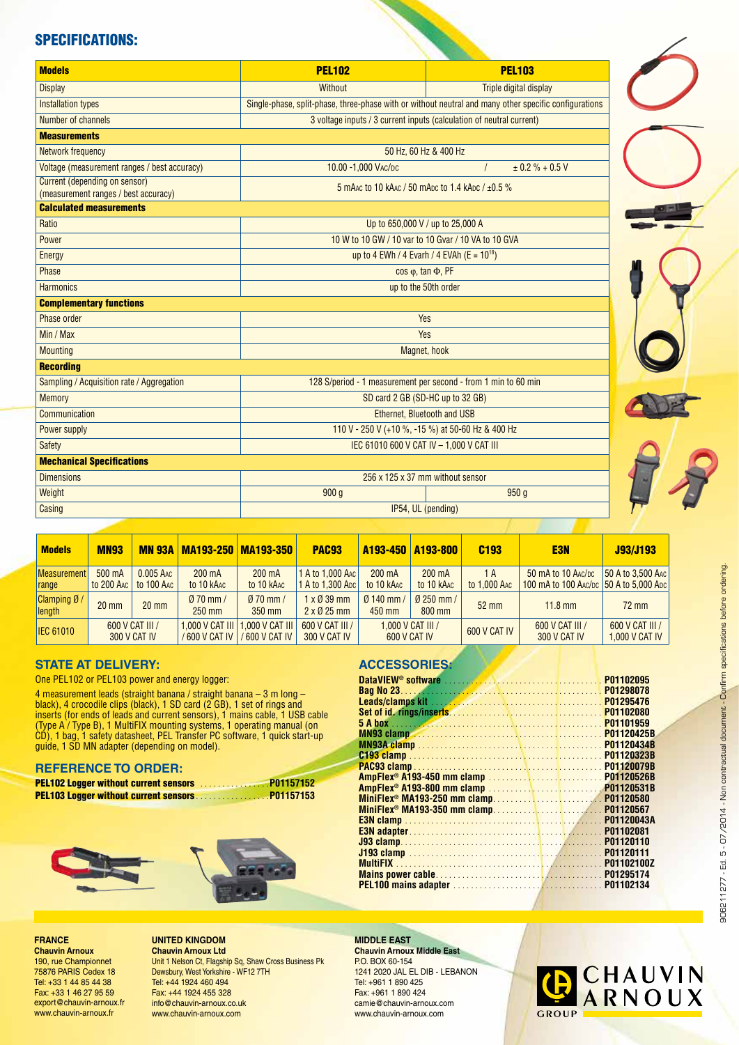## SPECIFICATIONS:

| Models | PEL102 | PEL103 |
|---|---|---|
| Display | Without | Triple digital display |
| Installation types | Single-phase, split-phase, three-phase with or without neutral and many other specific configurations | |
| Number of channels | 3 voltage inputs / 3 current inputs (calculation of neutral current) | |
| **Measurements** | | |
| Network frequency | 50 Hz, 60 Hz & 400 Hz | |
| Voltage (measurement ranges / best accuracy) | 10.00 -1,000 VAC/DC / ± 0.2 % + 0.5 V | |
| Current (depending on sensor) (measurement ranges / best accuracy) | 5 mAAC to 10 kAAC / 50 mADC to 1.4 kADC / ±0.5 % | |
| **Calculated measurements** | | |
| Ratio | Up to 650,000 V / up to 25,000 A | |
| Power | 10 W to 10 GW / 10 var to 10 Gvar / 10 VA to 10 GVA | |
| Energy | up to 4 EWh / 4 Evarh / 4 EVAh (E = $10^{18}$) | |
| Phase | cos φ, tan Φ, PF | |
| Harmonics | up to the 50th order | |
| **Complementary functions** | | |
| Phase order | Yes | |
| Min / Max | Yes | |
| Mounting | Magnet, hook | |
| **Recording** | | |
| Sampling / Acquisition rate / Aggregation | 128 S/period - 1 measurement per second - from 1 min to 60 min | |
| Memory | SD card 2 GB (SD-HC up to 32 GB) | |
| Communication | Ethernet, Bluetooth and USB | |
| Power supply | 110 V - 250 V (+10 %, -15 %) at 50-60 Hz & 400 Hz | |
| Safety | IEC 61010 600 V CAT IV – 1,000 V CAT III | |
| **Mechanical Specifications** | | |
| Dimensions | 256 x 125 x 37 mm without sensor | |
| Weight | 900 g | 950 g |
| Casing | IP54, UL (pending) | |

| Models | MN93 | MN 93A | MA193-250 | MA193-350 | PAC93 | A193-450 | A193-800 | C193 | E3N | J93/J193 |
|---|---|---|---|---|---|---|---|---|---|---|
| Measurement range | 500 mA to 200 AAC | 0.005 AAC to 100 AAC | 200 mA to 10 kAAC | 200 mA to 10 kAAC | 1 A to 1,000 AAC 1 A to 1,300 ADC | 200 mA to 10 kAAC | 200 mA to 10 kAAC | 1 A to 1,000 AAC | 50 mA to 10 AAC/DC 100 mA to 100 AAC/DC | 50 A to 3,500 AAC 50 A to 5,000 ADC |
| Clamping Ø / length | 20 mm | 20 mm | Ø 70 mm / 250 mm | Ø 70 mm / 350 mm | 1 x Ø 39 mm 2 x Ø 25 mm | Ø 140 mm / 450 mm | Ø 250 mm / 800 mm | 52 mm | 11.8 mm | 72 mm |
| IEC 61010 | 600 V CAT III / 300 V CAT IV | | 1,000 V CAT III / 600 V CAT IV | 1,000 V CAT III / 600 V CAT IV | 600 V CAT III / 300 V CAT IV | 1,000 V CAT III / 600 V CAT IV | | 600 V CAT IV | 600 V CAT III / 300 V CAT IV | 600 V CAT III / 1,000 V CAT IV |

## STATE AT DELIVERY:

One PEL102 or PEL103 power and energy logger:

4 measurement leads (straight banana / straight banana – 3 m long – black), 4 crocodile clips (black), 1 SD card (2 GB), 1 set of rings and inserts (for ends of leads and current sensors), 1 mains cable, 1 USB cable (Type A / Type B), 1 MultiFIX mounting systems, 1 operating manual (on CD), 1 bag, 1 safety datasheet, PEL Transfer PC software, 1 quick start-up guide, 1 SD MN adapter (depending on model).

## REFERENCE TO ORDER:

**PEL102 Logger without current sensors** ................ **P01157152**
**PEL103 Logger without current sensors** ................ **P01157153**

## ACCESSORIES:

- **DataVIEW® software** ........ P01102095
- **Bag No 23** ........ P01298078
- **Leads/clamps kit** ........ P01295476
- **Set of id. rings/inserts** ........ P01102080
- **5 A box** ........ P01101959
- **MN93 clamp** ........ P01120425B
- **MN93A clamp** ........ P01120434B
- **C193 clamp** ........ P01120323B
- **PAC93 clamp** ........ P01120079B
- **AmpFlex® A193-450 mm clamp** ........ P01120526B
- **AmpFlex® A193-800 mm clamp** ........ P01120531B
- **MiniFlex® MA193-250 mm clamp** ........ P01120580
- **MiniFlex® MA193-350 mm clamp** ........ P01120567
- **E3N clamp** ........ P01120043A
- **E3N adapter** ........ P01102081
- **J93 clamp** ........ P01120110
- **J193 clamp** ........ P01120111
- **MultiFIX** ........ P01102100Z
- **Mains power cable** ........ P01295174
- **PEL100 mains adapter** ........ P01102134

906211277 - Ed. 5 - 07/2014 - Non contractual document - Confirm specifications before ordering.

**FRANCE**
**Chauvin Arnoux**
190, rue Championnet
75876 PARIS Cedex 18
Tel: +33 1 44 85 44 38
Fax: +33 1 46 27 95 59
export@chauvin-arnoux.fr
www.chauvin-arnoux.fr

**UNITED KINGDOM**
**Chauvin Arnoux Ltd**
Unit 1 Nelson Ct, Flagship Sq, Shaw Cross Business Pk
Dewsbury, West Yorkshire - WF12 7TH
Tel: +44 1924 460 494
Fax: +44 1924 455 328
info@chauvin-arnoux.co.uk
www.chauvin-arnoux.com

**MIDDLE EAST**
**Chauvin Arnoux Middle East**
P.O. BOX 60-154
1241 2020 JAL EL DIB - LEBANON
Tel: +961 1 890 425
Fax: +961 1 890 424
camie@chauvin-arnoux.com
www.chauvin-arnoux.com

CHAUVIN ARNOUX GROUP